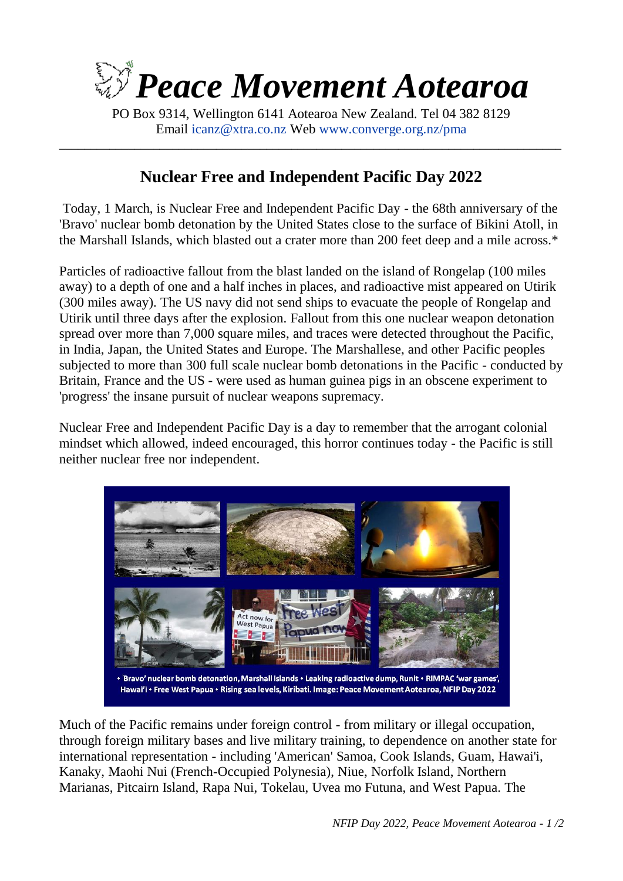# Peace Movement Aotearoa

PO Box 9314, Wellington 6141 Aotearoa New Zealand. Tel 04 382 8129
Email icanz@xtra.co.nz Web www.converge.org.nz/pma

## Nuclear Free and Independent Pacific Day 2022

Today, 1 March, is Nuclear Free and Independent Pacific Day - the 68th anniversary of the 'Bravo' nuclear bomb detonation by the United States close to the surface of Bikini Atoll, in the Marshall Islands, which blasted out a crater more than 200 feet deep and a mile across.*

Particles of radioactive fallout from the blast landed on the island of Rongelap (100 miles away) to a depth of one and a half inches in places, and radioactive mist appeared on Utirik (300 miles away). The US navy did not send ships to evacuate the people of Rongelap and Utirik until three days after the explosion. Fallout from this one nuclear weapon detonation spread over more than 7,000 square miles, and traces were detected throughout the Pacific, in India, Japan, the United States and Europe. The Marshallese, and other Pacific peoples subjected to more than 300 full scale nuclear bomb detonations in the Pacific - conducted by Britain, France and the US - were used as human guinea pigs in an obscene experiment to 'progress' the insane pursuit of nuclear weapons supremacy.

Nuclear Free and Independent Pacific Day is a day to remember that the arrogant colonial mindset which allowed, indeed encouraged, this horror continues today - the Pacific is still neither nuclear free nor independent.

• 'Bravo' nuclear bomb detonation, Marshall Islands • Leaking radioactive dump, Runit • RIMPAC 'war games', Hawai'i • Free West Papua • Rising sea levels, Kiribati. Image: Peace Movement Aotearoa, NFIP Day 2022

Much of the Pacific remains under foreign control - from military or illegal occupation, through foreign military bases and live military training, to dependence on another state for international representation - including 'American' Samoa, Cook Islands, Guam, Hawai'i, Kanaky, Maohi Nui (French-Occupied Polynesia), Niue, Norfolk Island, Northern Marianas, Pitcairn Island, Rapa Nui, Tokelau, Uvea mo Futuna, and West Papua. The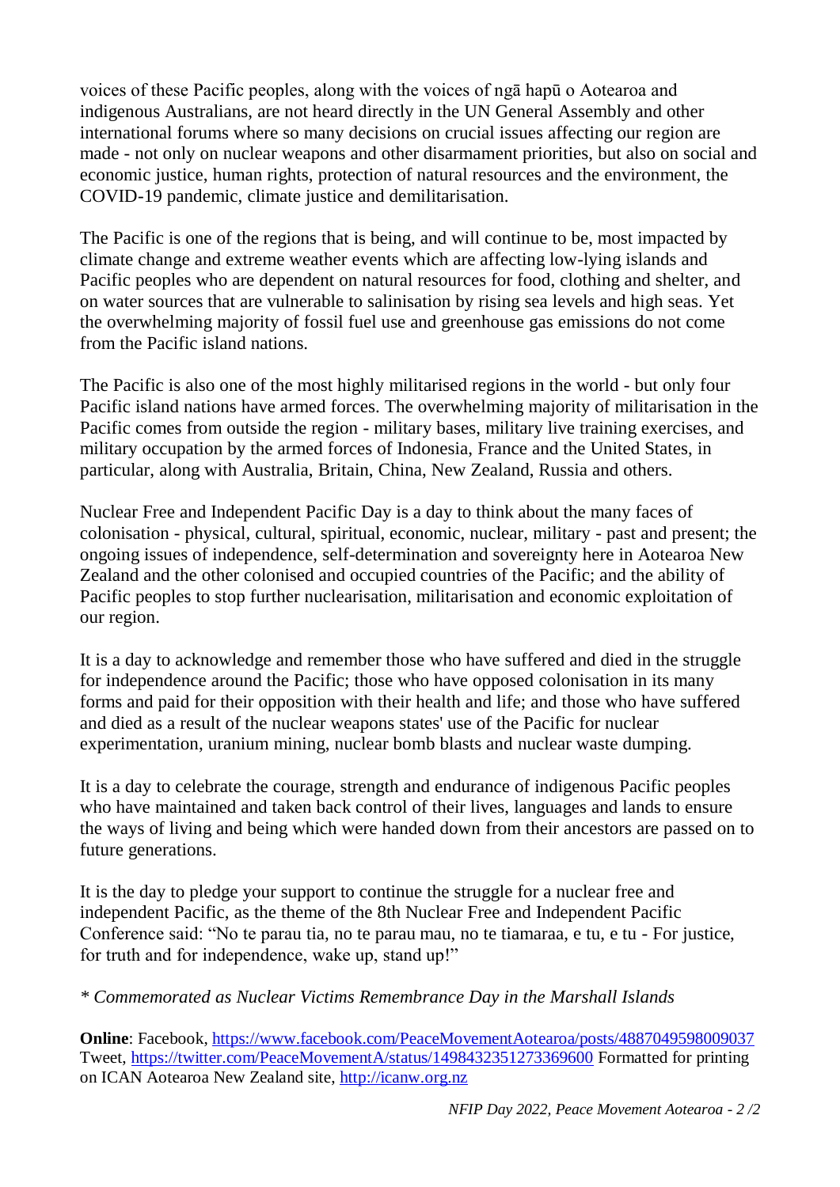voices of these Pacific peoples, along with the voices of ngā hapū o Aotearoa and indigenous Australians, are not heard directly in the UN General Assembly and other international forums where so many decisions on crucial issues affecting our region are made - not only on nuclear weapons and other disarmament priorities, but also on social and economic justice, human rights, protection of natural resources and the environment, the COVID-19 pandemic, climate justice and demilitarisation.

The Pacific is one of the regions that is being, and will continue to be, most impacted by climate change and extreme weather events which are affecting low-lying islands and Pacific peoples who are dependent on natural resources for food, clothing and shelter, and on water sources that are vulnerable to salinisation by rising sea levels and high seas. Yet the overwhelming majority of fossil fuel use and greenhouse gas emissions do not come from the Pacific island nations.

The Pacific is also one of the most highly militarised regions in the world - but only four Pacific island nations have armed forces. The overwhelming majority of militarisation in the Pacific comes from outside the region - military bases, military live training exercises, and military occupation by the armed forces of Indonesia, France and the United States, in particular, along with Australia, Britain, China, New Zealand, Russia and others.

Nuclear Free and Independent Pacific Day is a day to think about the many faces of colonisation - physical, cultural, spiritual, economic, nuclear, military - past and present; the ongoing issues of independence, self-determination and sovereignty here in Aotearoa New Zealand and the other colonised and occupied countries of the Pacific; and the ability of Pacific peoples to stop further nuclearisation, militarisation and economic exploitation of our region.

It is a day to acknowledge and remember those who have suffered and died in the struggle for independence around the Pacific; those who have opposed colonisation in its many forms and paid for their opposition with their health and life; and those who have suffered and died as a result of the nuclear weapons states' use of the Pacific for nuclear experimentation, uranium mining, nuclear bomb blasts and nuclear waste dumping.

It is a day to celebrate the courage, strength and endurance of indigenous Pacific peoples who have maintained and taken back control of their lives, languages and lands to ensure the ways of living and being which were handed down from their ancestors are passed on to future generations.

It is the day to pledge your support to continue the struggle for a nuclear free and independent Pacific, as the theme of the 8th Nuclear Free and Independent Pacific Conference said: "No te parau tia, no te parau mau, no te tiamaraa, e tu, e tu - For justice, for truth and for independence, wake up, stand up!"

*\* Commemorated as Nuclear Victims Remembrance Day in the Marshall Islands*

**Online**: Facebook, https://www.facebook.com/PeaceMovementAotearoa/posts/4887049598009037 Tweet, https://twitter.com/PeaceMovementA/status/1498432351273369600 Formatted for printing on ICAN Aotearoa New Zealand site, http://icanw.org.nz